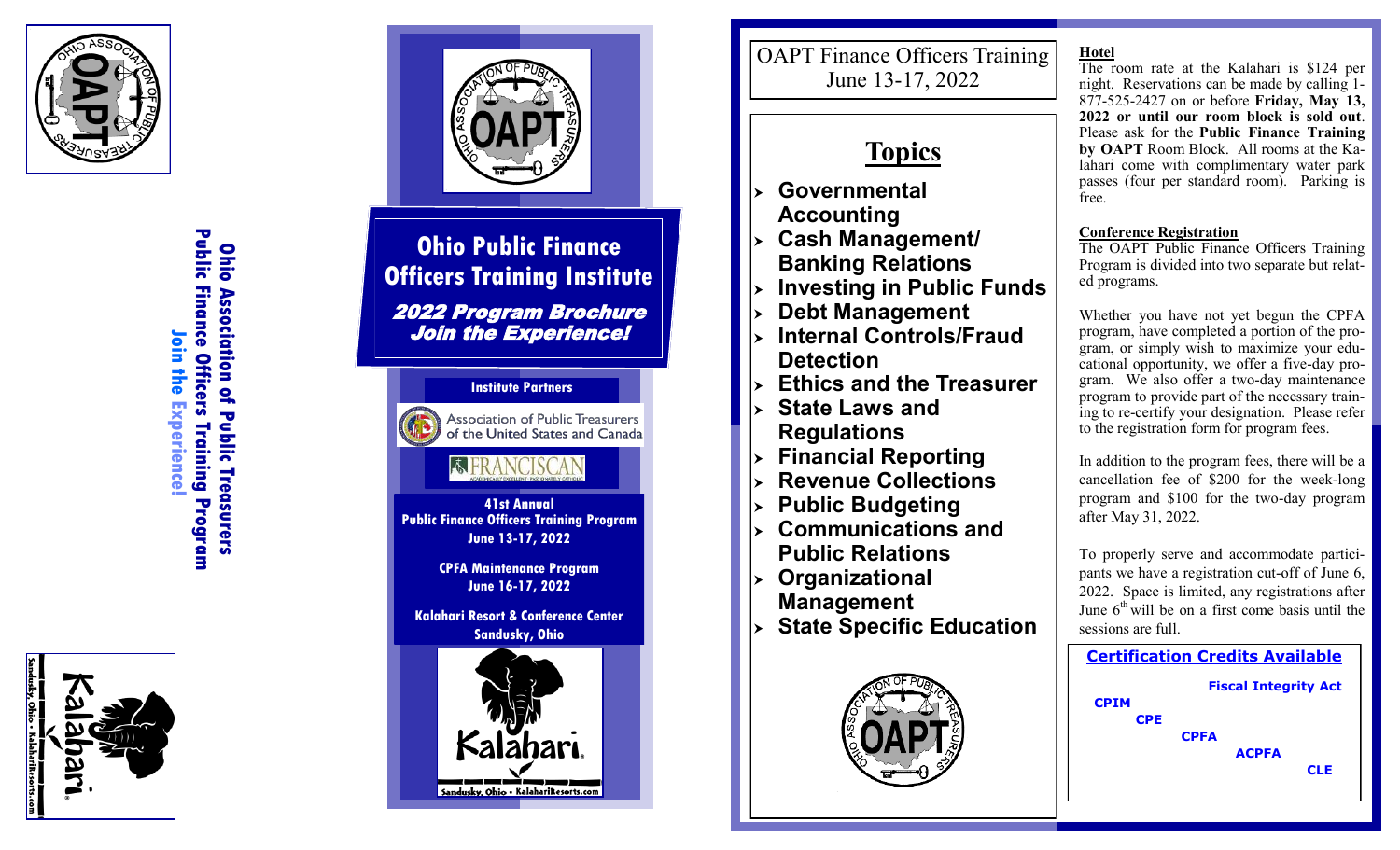Ohio Association of Public Treasurers
Public Finance Officers Training Program
Join the Experience!

# Ohio Public Finance Officers Training Institute

***2022 Program Brochure***
***Join the Experience!***

**Institute Partners**

Association of Public Treasurers of the United States and Canada

FRANCISCAN

**41st Annual**
**Public Finance Officers Training Program**
**June 13-17, 2022**

**CPFA Maintenance Program**
**June 16-17, 2022**

**Kalahari Resort & Conference Center**
**Sandusky, Ohio**

Kalahari.
Sandusky, Ohio • KalahariResorts.com

OAPT Finance Officers Training
June 13-17, 2022

## Topics

- **Governmental Accounting**
- **Cash Management/ Banking Relations**
- **Investing in Public Funds**
- **Debt Management**
- **Internal Controls/Fraud Detection**
- **Ethics and the Treasurer**
- **State Laws and Regulations**
- **Financial Reporting**
- **Revenue Collections**
- **Public Budgeting**
- **Communications and Public Relations**
- **Organizational Management**
- **State Specific Education**

**Hotel**

The room rate at the Kalahari is $124 per night. Reservations can be made by calling 1-877-525-2427 on or before **Friday, May 13, 2022 or until our room block is sold out**. Please ask for the **Public Finance Training by OAPT** Room Block. All rooms at the Kalahari come with complimentary water park passes (four per standard room). Parking is free.

**Conference Registration**

The OAPT Public Finance Officers Training Program is divided into two separate but related programs.

Whether you have not yet begun the CPFA program, have completed a portion of the program, or simply wish to maximize your educational opportunity, we offer a five-day program. We also offer a two-day maintenance program to provide part of the necessary training to re-certify your designation. Please refer to the registration form for program fees.

In addition to the program fees, there will be a cancellation fee of $200 for the week-long program and $100 for the two-day program after May 31, 2022.

To properly serve and accommodate participants we have a registration cut-off of June 6, 2022. Space is limited, any registrations after June 6th will be on a first come basis until the sessions are full.

**Certification Credits Available**

**Fiscal Integrity Act**
**CPIM**
**CPE**
**CPFA**
**ACPFA**
**CLE**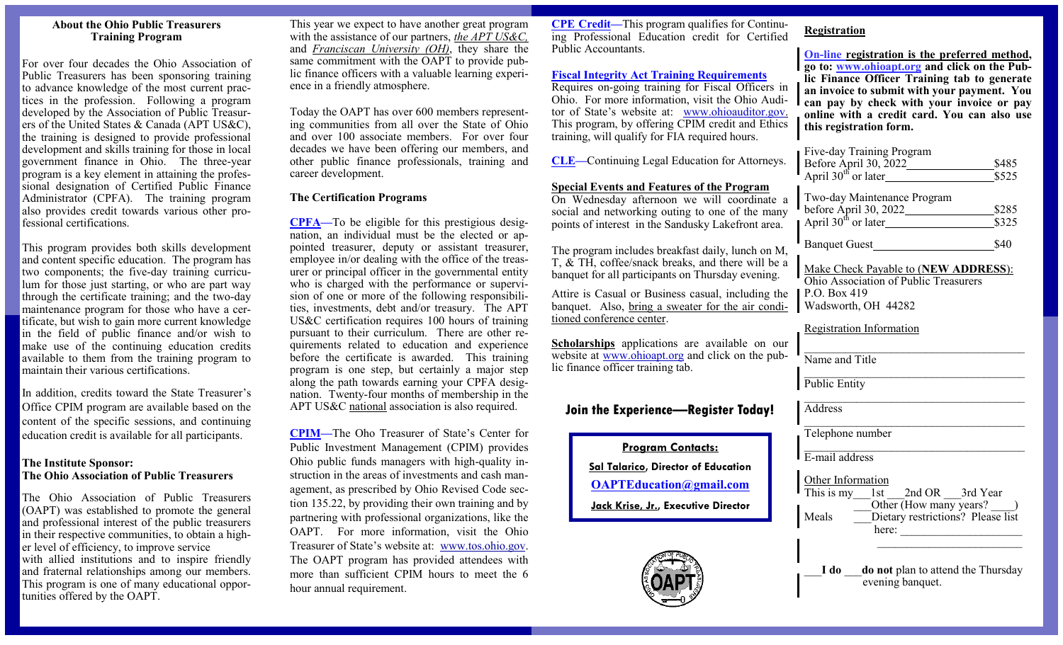## About the Ohio Public Treasurers Training Program

For over four decades the Ohio Association of Public Treasurers has been sponsoring training to advance knowledge of the most current practices in the profession. Following a program developed by the Association of Public Treasurers of the United States & Canada (APT US&C), the training is designed to provide professional development and skills training for those in local government finance in Ohio. The three-year program is a key element in attaining the professional designation of Certified Public Finance Administrator (CPFA). The training program also provides credit towards various other professional certifications.

This program provides both skills development and content specific education. The program has two components; the five-day training curriculum for those just starting, or who are part way through the certificate training; and the two-day maintenance program for those who have a certificate, but wish to gain more current knowledge in the field of public finance and/or wish to make use of the continuing education credits available to them from the training program to maintain their various certifications.

In addition, credits toward the State Treasurer's Office CPIM program are available based on the content of the specific sessions, and continuing education credit is available for all participants.

### The Institute Sponsor: The Ohio Association of Public Treasurers

The Ohio Association of Public Treasurers (OAPT) was established to promote the general and professional interest of the public treasurers in their respective communities, to obtain a higher level of efficiency, to improve service with allied institutions and to inspire friendly and fraternal relationships among our members. This program is one of many educational opportunities offered by the OAPT.

This year we expect to have another great program with the assistance of our partners, *the APT US&C,* and *Franciscan University (OH)*, they share the same commitment with the OAPT to provide public finance officers with a valuable learning experience in a friendly atmosphere.

Today the OAPT has over 600 members representing communities from all over the State of Ohio and over 100 associate members. For over four decades we have been offering our members, and other public finance professionals, training and career development.

### The Certification Programs

**CPFA**—To be eligible for this prestigious designation, an individual must be the elected or appointed treasurer, deputy or assistant treasurer, employee in/or dealing with the office of the treasurer or principal officer in the governmental entity who is charged with the performance or supervision of one or more of the following responsibilities, investments, debt and/or treasury. The APT US&C certification requires 100 hours of training pursuant to their curriculum. There are other requirements related to education and experience before the certificate is awarded. This training program is one step, but certainly a major step along the path towards earning your CPFA designation. Twenty-four months of membership in the APT US&C national association is also required.

**CPIM**—The Oho Treasurer of State's Center for Public Investment Management (CPIM) provides Ohio public funds managers with high-quality instruction in the areas of investments and cash management, as prescribed by Ohio Revised Code section 135.22, by providing their own training and by partnering with professional organizations, like the OAPT. For more information, visit the Ohio Treasurer of State's website at: www.tos.ohio.gov. The OAPT program has provided attendees with more than sufficient CPIM hours to meet the 6 hour annual requirement.

**CPE Credit**—This program qualifies for Continuing Professional Education credit for Certified Public Accountants.

**Fiscal Integrity Act Training Requirements**
Requires on-going training for Fiscal Officers in Ohio. For more information, visit the Ohio Auditor of State's website at: www.ohioauditor.gov. This program, by offering CPIM credit and Ethics training, will qualify for FIA required hours.

**CLE**—Continuing Legal Education for Attorneys.

**Special Events and Features of the Program**
On Wednesday afternoon we will coordinate a social and networking outing to one of the many points of interest in the Sandusky Lakefront area.

The program includes breakfast daily, lunch on M, T, & TH, coffee/snack breaks, and there will be a banquet for all participants on Thursday evening.

Attire is Casual or Business casual, including the banquet. Also, bring a sweater for the air conditioned conference center.

**Scholarships** applications are available on our website at www.ohioapt.org and click on the public finance officer training tab.

**Join the Experience—Register Today!**

**Program Contacts:**
**Sal Talarico, Director of Education**
**OAPTEducation@gmail.com**
**Jack Krise, Jr., Executive Director**

## Registration

**On-line registration is the preferred method, go to: www.ohioapt.org and click on the Public Finance Officer Training tab to generate an invoice to submit with your payment. You can pay by check with your invoice or pay online with a credit card. You can also use this registration form.**

| | |
|---|---|
| Five-day Training Program | |
| Before April 30, 2022 | $485 |
| April 30th or later | $525 |
| Two-day Maintenance Program | |
| before April 30, 2022 | $285 |
| April 30th or later | $325 |
| Banquet Guest | $40 |

Make Check Payable to (**NEW ADDRESS**):
Ohio Association of Public Treasurers
P.O. Box 419
Wadsworth, OH 44282

Registration Information

______________________________
Name and Title

______________________________
Public Entity

______________________________
Address

______________________________
Telephone number

______________________________
E-mail address

Other Information
This is my ___1st ___2nd OR ___3rd Year
___Other (How many years? ____)
Meals ___Dietary restrictions? Please list here: ____________________
____________________

___**I do** ___**do not** plan to attend the Thursday evening banquet.